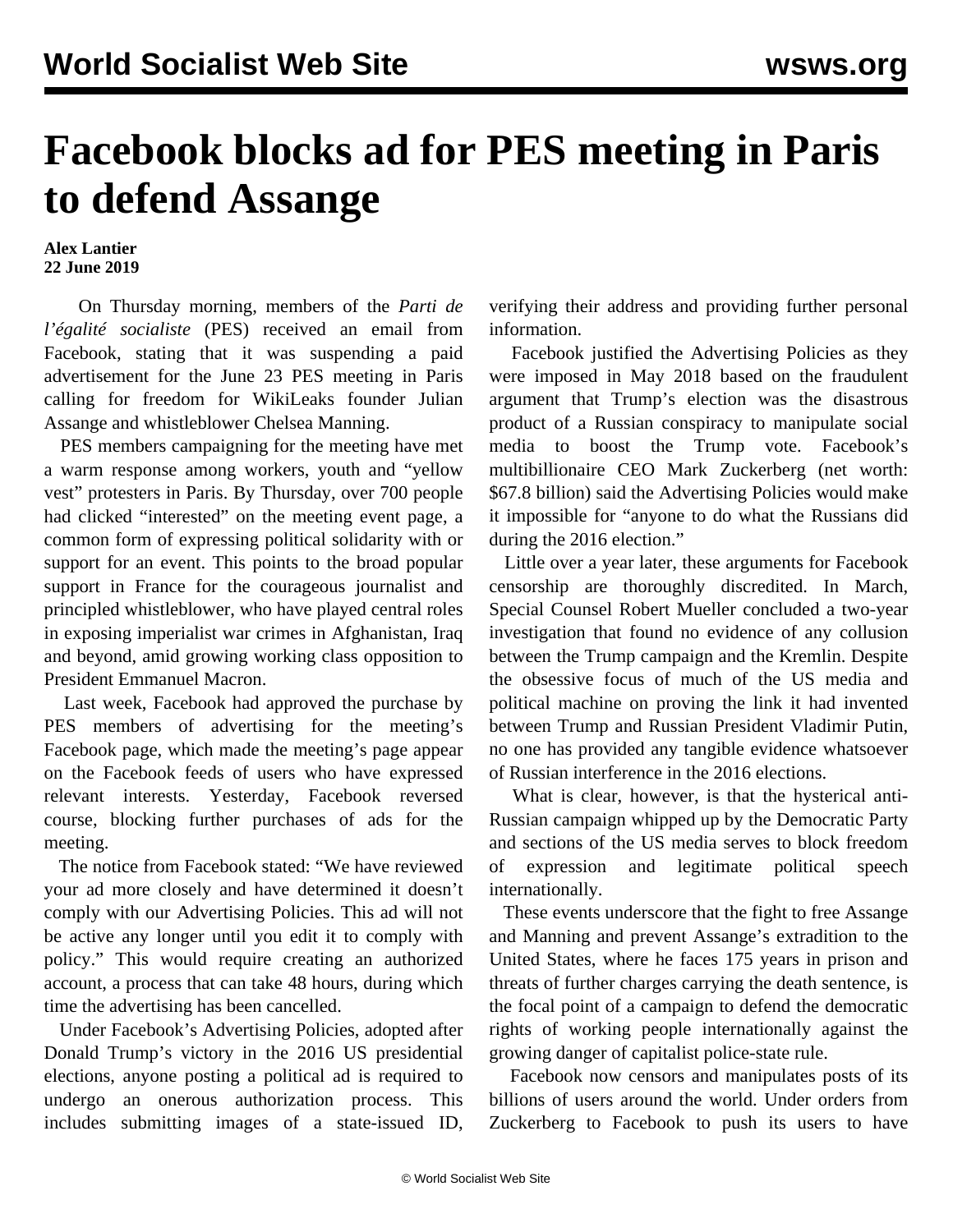# Facebook blocks ad for PES meeting in Paris to defend Assange

**Alex Lantier**
**22 June 2019**

On Thursday morning, members of the *Parti de l'égalité socialiste* (PES) received an email from Facebook, stating that it was suspending a paid advertisement for the June 23 PES meeting in Paris calling for freedom for WikiLeaks founder Julian Assange and whistleblower Chelsea Manning.

PES members campaigning for the meeting have met a warm response among workers, youth and "yellow vest" protesters in Paris. By Thursday, over 700 people had clicked "interested" on the meeting event page, a common form of expressing political solidarity with or support for an event. This points to the broad popular support in France for the courageous journalist and principled whistleblower, who have played central roles in exposing imperialist war crimes in Afghanistan, Iraq and beyond, amid growing working class opposition to President Emmanuel Macron.

Last week, Facebook had approved the purchase by PES members of advertising for the meeting's Facebook page, which made the meeting's page appear on the Facebook feeds of users who have expressed relevant interests. Yesterday, Facebook reversed course, blocking further purchases of ads for the meeting.

The notice from Facebook stated: "We have reviewed your ad more closely and have determined it doesn't comply with our Advertising Policies. This ad will not be active any longer until you edit it to comply with policy." This would require creating an authorized account, a process that can take 48 hours, during which time the advertising has been cancelled.

Under Facebook's Advertising Policies, adopted after Donald Trump's victory in the 2016 US presidential elections, anyone posting a political ad is required to undergo an onerous authorization process. This includes submitting images of a state-issued ID, verifying their address and providing further personal information.

Facebook justified the Advertising Policies as they were imposed in May 2018 based on the fraudulent argument that Trump's election was the disastrous product of a Russian conspiracy to manipulate social media to boost the Trump vote. Facebook's multibillionaire CEO Mark Zuckerberg (net worth: $67.8 billion) said the Advertising Policies would make it impossible for "anyone to do what the Russians did during the 2016 election."

Little over a year later, these arguments for Facebook censorship are thoroughly discredited. In March, Special Counsel Robert Mueller concluded a two-year investigation that found no evidence of any collusion between the Trump campaign and the Kremlin. Despite the obsessive focus of much of the US media and political machine on proving the link it had invented between Trump and Russian President Vladimir Putin, no one has provided any tangible evidence whatsoever of Russian interference in the 2016 elections.

What is clear, however, is that the hysterical anti-Russian campaign whipped up by the Democratic Party and sections of the US media serves to block freedom of expression and legitimate political speech internationally.

These events underscore that the fight to free Assange and Manning and prevent Assange's extradition to the United States, where he faces 175 years in prison and threats of further charges carrying the death sentence, is the focal point of a campaign to defend the democratic rights of working people internationally against the growing danger of capitalist police-state rule.

Facebook now censors and manipulates posts of its billions of users around the world. Under orders from Zuckerberg to Facebook to push its users to have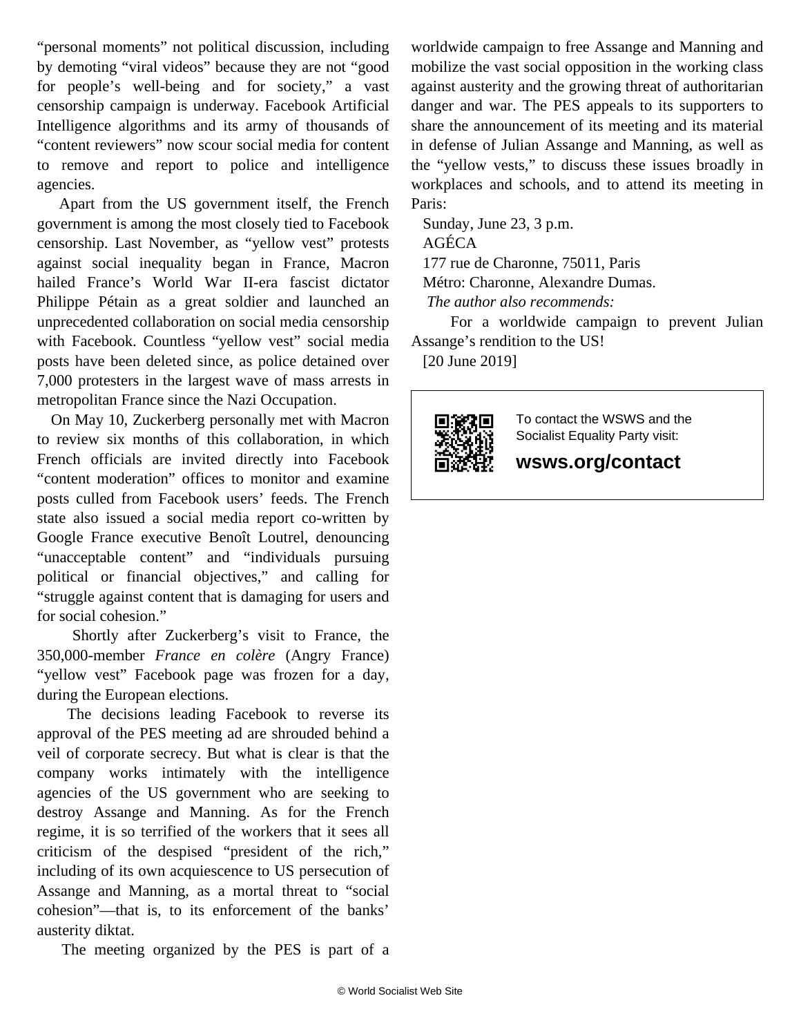"personal moments" not political discussion, including by demoting "viral videos" because they are not "good for people's well-being and for society," a vast censorship campaign is underway. Facebook Artificial Intelligence algorithms and its army of thousands of "content reviewers" now scour social media for content to remove and report to police and intelligence agencies.

Apart from the US government itself, the French government is among the most closely tied to Facebook censorship. Last November, as "yellow vest" protests against social inequality began in France, Macron hailed France's World War II-era fascist dictator Philippe Pétain as a great soldier and launched an unprecedented collaboration on social media censorship with Facebook. Countless "yellow vest" social media posts have been deleted since, as police detained over 7,000 protesters in the largest wave of mass arrests in metropolitan France since the Nazi Occupation.

On May 10, Zuckerberg personally met with Macron to review six months of this collaboration, in which French officials are invited directly into Facebook "content moderation" offices to monitor and examine posts culled from Facebook users' feeds. The French state also issued a social media report co-written by Google France executive Benoît Loutrel, denouncing "unacceptable content" and "individuals pursuing political or financial objectives," and calling for "struggle against content that is damaging for users and for social cohesion."

Shortly after Zuckerberg's visit to France, the 350,000-member *France en colère* (Angry France) "yellow vest" Facebook page was frozen for a day, during the European elections.

The decisions leading Facebook to reverse its approval of the PES meeting ad are shrouded behind a veil of corporate secrecy. But what is clear is that the company works intimately with the intelligence agencies of the US government who are seeking to destroy Assange and Manning. As for the French regime, it is so terrified of the workers that it sees all criticism of the despised "president of the rich," including of its own acquiescence to US persecution of Assange and Manning, as a mortal threat to "social cohesion"—that is, to its enforcement of the banks' austerity diktat.

The meeting organized by the PES is part of a worldwide campaign to free Assange and Manning and mobilize the vast social opposition in the working class against austerity and the growing threat of authoritarian danger and war. The PES appeals to its supporters to share the announcement of its meeting and its material in defense of Julian Assange and Manning, as well as the "yellow vests," to discuss these issues broadly in workplaces and schools, and to attend its meeting in Paris:

Sunday, June 23, 3 p.m.
AGÉCA
177 rue de Charonne, 75011, Paris
Métro: Charonne, Alexandre Dumas.

*The author also recommends:*

For a worldwide campaign to prevent Julian Assange's rendition to the US!
[20 June 2019]

To contact the WSWS and the Socialist Equality Party visit:

**wsws.org/contact**